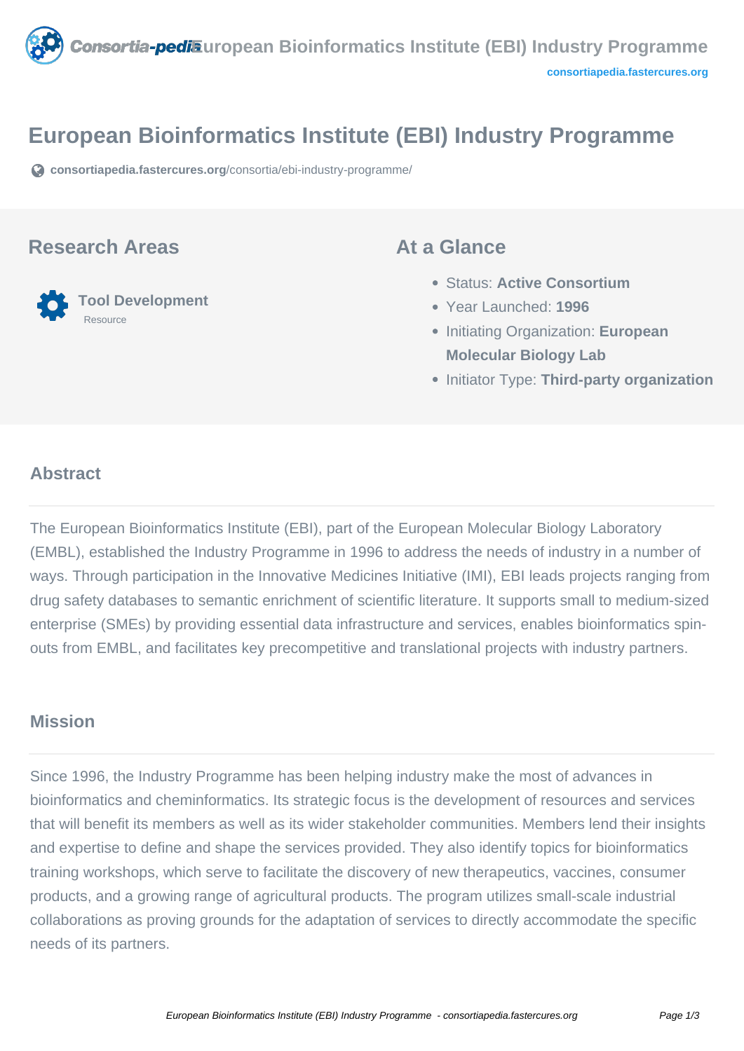# European Bioinformatics Institute (EBI) Industry Programme

consortiapedia.fastercures.org/consortia/ebi-industry-programme/

## Research Areas

**Tool Development**
Resource

## At a Glance

- Status: **Active Consortium**
- Year Launched: **1996**
- Initiating Organization: **European Molecular Biology Lab**
- Initiator Type: **Third-party organization**

## Abstract

The European Bioinformatics Institute (EBI), part of the European Molecular Biology Laboratory (EMBL), established the Industry Programme in 1996 to address the needs of industry in a number of ways. Through participation in the Innovative Medicines Initiative (IMI), EBI leads projects ranging from drug safety databases to semantic enrichment of scientific literature. It supports small to medium-sized enterprise (SMEs) by providing essential data infrastructure and services, enables bioinformatics spin-outs from EMBL, and facilitates key precompetitive and translational projects with industry partners.

## Mission

Since 1996, the Industry Programme has been helping industry make the most of advances in bioinformatics and cheminformatics. Its strategic focus is the development of resources and services that will benefit its members as well as its wider stakeholder communities. Members lend their insights and expertise to define and shape the services provided. They also identify topics for bioinformatics training workshops, which serve to facilitate the discovery of new therapeutics, vaccines, consumer products, and a growing range of agricultural products. The program utilizes small-scale industrial collaborations as proving grounds for the adaptation of services to directly accommodate the specific needs of its partners.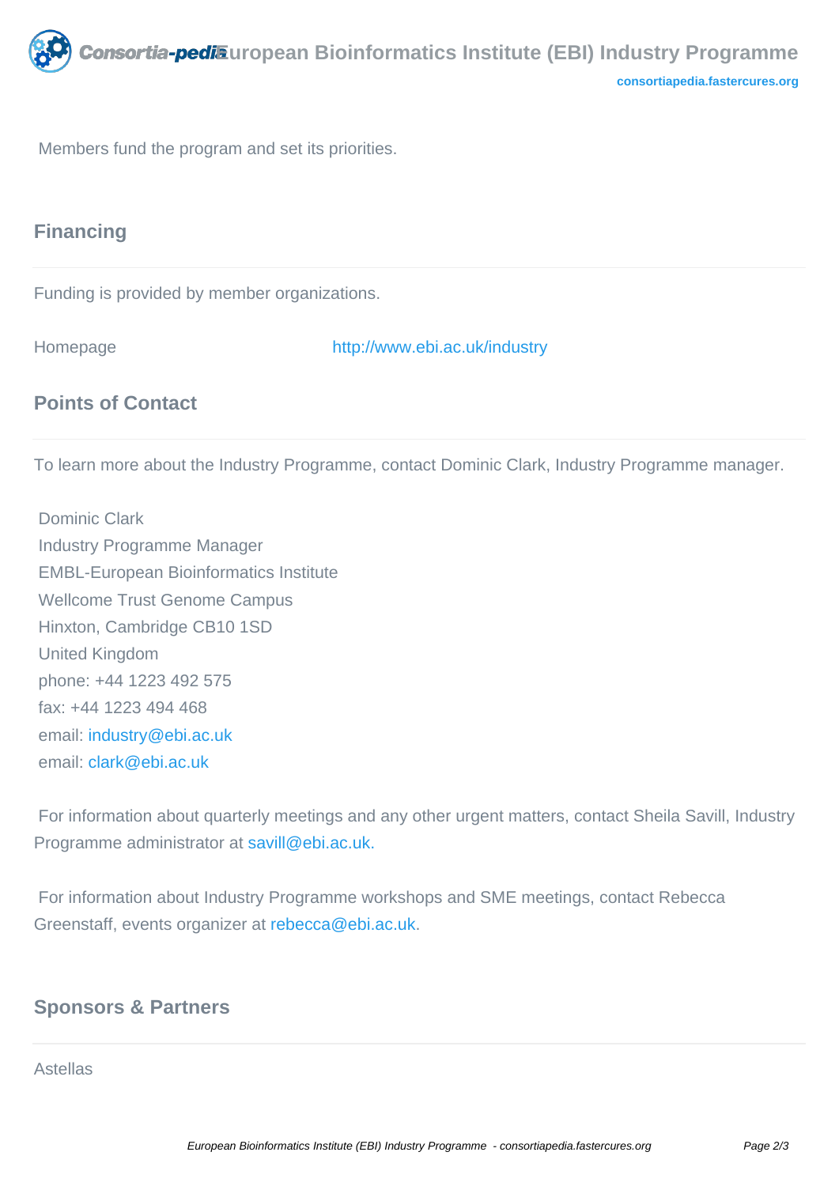Members fund the program and set its priorities.

## Financing

Funding is provided by member organizations.

Homepage http://www.ebi.ac.uk/industry

## Points of Contact

To learn more about the Industry Programme, contact Dominic Clark, Industry Programme manager.

Dominic Clark
Industry Programme Manager
EMBL-European Bioinformatics Institute
Wellcome Trust Genome Campus
Hinxton, Cambridge CB10 1SD
United Kingdom
phone: +44 1223 492 575
fax: +44 1223 494 468
email: industry@ebi.ac.uk
email: clark@ebi.ac.uk

For information about quarterly meetings and any other urgent matters, contact Sheila Savill, Industry Programme administrator at savill@ebi.ac.uk.

For information about Industry Programme workshops and SME meetings, contact Rebecca Greenstaff, events organizer at rebecca@ebi.ac.uk.

## Sponsors & Partners

Astellas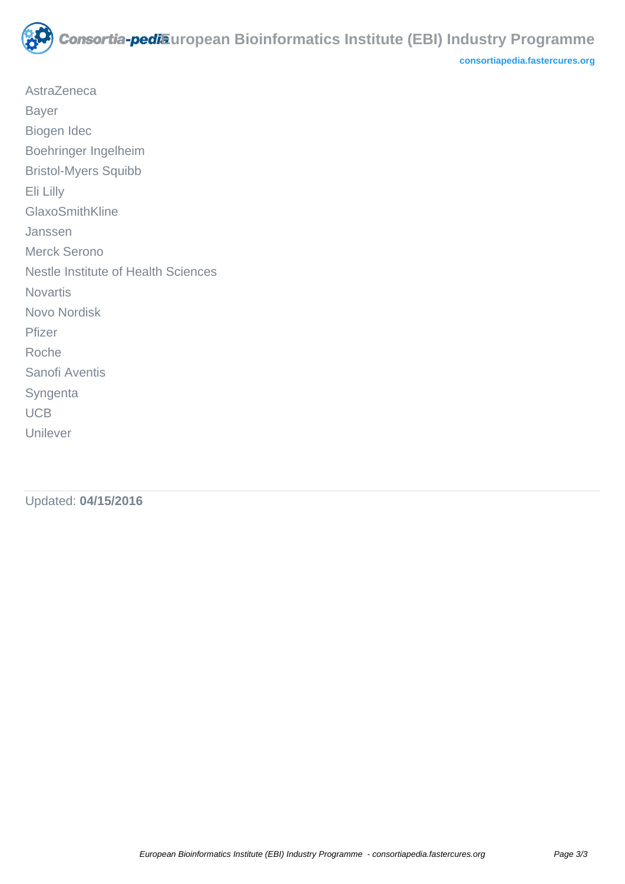AstraZeneca
Bayer
Biogen Idec
Boehringer Ingelheim
Bristol-Myers Squibb
Eli Lilly
GlaxoSmithKline
Janssen
Merck Serono
Nestle Institute of Health Sciences
Novartis
Novo Nordisk
Pfizer
Roche
Sanofi Aventis
Syngenta
UCB
Unilever

Updated: **04/15/2016**